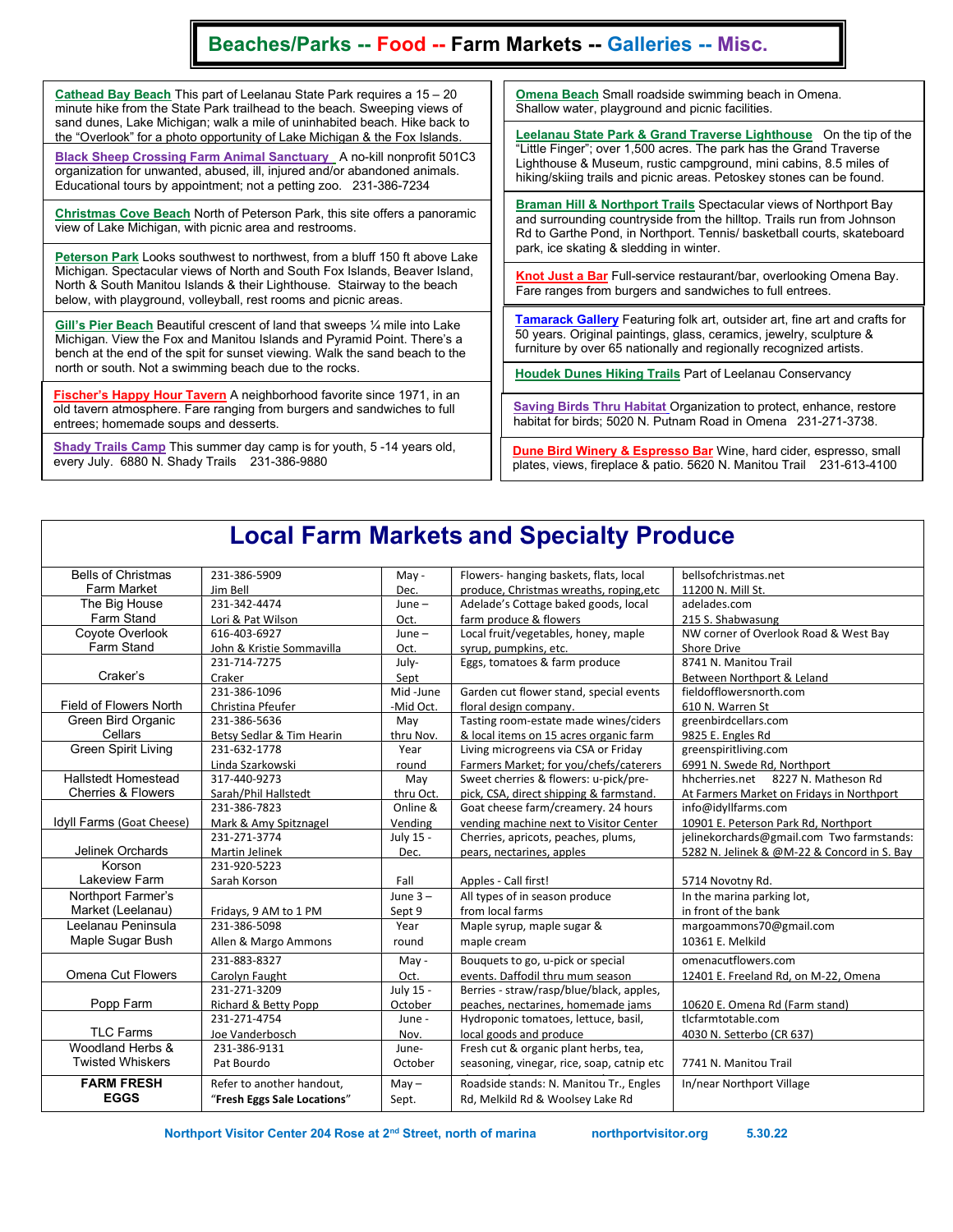# Beaches/Parks -- Food -- Farm Markets -- Galleries -- Misc.

**Cathead Bay Beach** This part of Leelanau State Park requires a 15 – 20 minute hike from the State Park trailhead to the beach. Sweeping views of sand dunes, Lake Michigan; walk a mile of uninhabited beach. Hike back to the "Overlook" for a photo opportunity of Lake Michigan & the Fox Islands.

**Black Sheep Crossing Farm Animal Sanctuary** A no-kill nonprofit 501C3 organization for unwanted, abused, ill, injured and/or abandoned animals. Educational tours by appointment; not a petting zoo. 231-386-7234

**Christmas Cove Beach** North of Peterson Park, this site offers a panoramic view of Lake Michigan, with picnic area and restrooms.

**Peterson Park** Looks southwest to northwest, from a bluff 150 ft above Lake Michigan. Spectacular views of North and South Fox Islands, Beaver Island, North & South Manitou Islands & their Lighthouse. Stairway to the beach below, with playground, volleyball, rest rooms and picnic areas.

**Gill's Pier Beach** Beautiful crescent of land that sweeps ¼ mile into Lake Michigan. View the Fox and Manitou Islands and Pyramid Point. There's a bench at the end of the spit for sunset viewing. Walk the sand beach to the north or south. Not a swimming beach due to the rocks.

**Fischer's Happy Hour Tavern** A neighborhood favorite since 1971, in an old tavern atmosphere. Fare ranging from burgers and sandwiches to full entrees; homemade soups and desserts.

**Shady Trails Camp** This summer day camp is for youth, 5 -14 years old, every July. 6880 N. Shady Trails 231-386-9880

**Omena Beach** Small roadside swimming beach in Omena. Shallow water, playground and picnic facilities.

**Leelanau State Park & Grand Traverse Lighthouse** On the tip of the "Little Finger"; over 1,500 acres. The park has the Grand Traverse Lighthouse & Museum, rustic campground, mini cabins, 8.5 miles of hiking/skiing trails and picnic areas. Petoskey stones can be found.

**Braman Hill & Northport Trails** Spectacular views of Northport Bay and surrounding countryside from the hilltop. Trails run from Johnson Rd to Garthe Pond, in Northport. Tennis/ basketball courts, skateboard park, ice skating & sledding in winter.

**Knot Just a Bar** Full-service restaurant/bar, overlooking Omena Bay. Fare ranges from burgers and sandwiches to full entrees.

**Tamarack Gallery** Featuring folk art, outsider art, fine art and crafts for 50 years. Original paintings, glass, ceramics, jewelry, sculpture & furniture by over 65 nationally and regionally recognized artists.

**Houdek Dunes Hiking Trails** Part of Leelanau Conservancy

**Saving Birds Thru Habitat** Organization to protect, enhance, restore habitat for birds; 5020 N. Putnam Road in Omena 231-271-3738.

**Dune Bird Winery & Espresso Bar** Wine, hard cider, espresso, small plates, views, fireplace & patio. 5620 N. Manitou Trail 231-613-4100

## Local Farm Markets and Specialty Produce

| Name | Contact | Season | Products | Website / Address |
|---|---|---|---|---|
| Bells of Christmas Farm Market | 231-386-5909 Jim Bell | May - Dec. | Flowers- hanging baskets, flats, local produce, Christmas wreaths, roping,etc | bellsofchristmas.net 11200 N. Mill St. |
| The Big House Farm Stand | 231-342-4474 Lori & Pat Wilson | June – Oct. | Adelade's Cottage baked goods, local farm produce & flowers | adelades.com 215 S. Shabwasung |
| Coyote Overlook Farm Stand | 616-403-6927 John & Kristie Sommavilla | June – Oct. | Local fruit/vegetables, honey, maple syrup, pumpkins, etc. | NW corner of Overlook Road & West Bay Shore Drive |
| Craker's | 231-714-7275 Craker | July- Sept | Eggs, tomatoes & farm produce | 8741 N. Manitou Trail Between Northport & Leland |
| Field of Flowers North | 231-386-1096 Christina Pfeufer | Mid -June -Mid Oct. | Garden cut flower stand, special events floral design company. | fieldofflowersnorth.com 610 N. Warren St |
| Green Bird Organic Cellars | 231-386-5636 Betsy Sedlar & Tim Hearin | May thru Nov. | Tasting room-estate made wines/ciders & local items on 15 acres organic farm | greenbirdcellars.com 9825 E. Engles Rd |
| Green Spirit Living | 231-632-1778 Linda Szarkowski | Year round | Living microgreens via CSA or Friday Farmers Market; for you/chefs/caterers | greenspiritliving.com 6991 N. Swede Rd, Northport |
| Hallstedt Homestead Cherries & Flowers | 317-440-9273 Sarah/Phil Hallstedt | May thru Oct. | Sweet cherries & flowers: u-pick/pre-pick, CSA, direct shipping & farmstand. | hhcherries.net 8227 N. Matheson Rd At Farmers Market on Fridays in Northport |
| Idyll Farms (Goat Cheese) | 231-386-7823 Mark & Amy Spitznagel | Online & Vending | Goat cheese farm/creamery. 24 hours vending machine next to Visitor Center | info@idyllfarms.com 10901 E. Peterson Park Rd, Northport |
| Jelinek Orchards | 231-271-3774 Martin Jelinek | July 15 - Dec. | Cherries, apricots, peaches, plums, pears, nectarines, apples | jelinekorchards@gmail.com Two farmstands: 5282 N. Jelinek & @M-22 & Concord in S. Bay |
| Korson Lakeview Farm | 231-920-5223 Sarah Korson | Fall | Apples - Call first! | 5714 Novotny Rd. |
| Northport Farmer's Market (Leelanau) | Fridays, 9 AM to 1 PM | June 3 – Sept 9 | All types of in season produce from local farms | In the marina parking lot, in front of the bank |
| Leelanau Peninsula Maple Sugar Bush | 231-386-5098 Allen & Margo Ammons | Year round | Maple syrup, maple sugar & maple cream | margoammons70@gmail.com 10361 E. Melkild |
| Omena Cut Flowers | 231-883-8327 Carolyn Faught | May - Oct. | Bouquets to go, u-pick or special events. Daffodil thru mum season | omenacutflowers.com 12401 E. Freeland Rd, on M-22, Omena |
| Popp Farm | 231-271-3209 Richard & Betty Popp | July 15 - October | Berries - straw/rasp/blue/black, apples, peaches, nectarines, homemade jams | 10620 E. Omena Rd (Farm stand) |
| TLC Farms | 231-271-4754 Joe Vanderbosch | June - Nov. | Hydroponic tomatoes, lettuce, basil, local goods and produce | tlcfarmtotable.com 4030 N. Setterbo (CR 637) |
| Woodland Herbs & Twisted Whiskers | 231-386-9131 Pat Bourdo | June- October | Fresh cut & organic plant herbs, tea, seasoning, vinegar, rice, soap, catnip etc | 7741 N. Manitou Trail |
| **FARM FRESH EGGS** | Refer to another handout, "**Fresh Eggs Sale Locations**" | May – Sept. | Roadside stands: N. Manitou Tr., Engles Rd, Melkild Rd & Woolsey Lake Rd | In/near Northport Village |

Northport Visitor Center 204 Rose at 2nd Street, north of marina    northportvisitor.org    5.30.22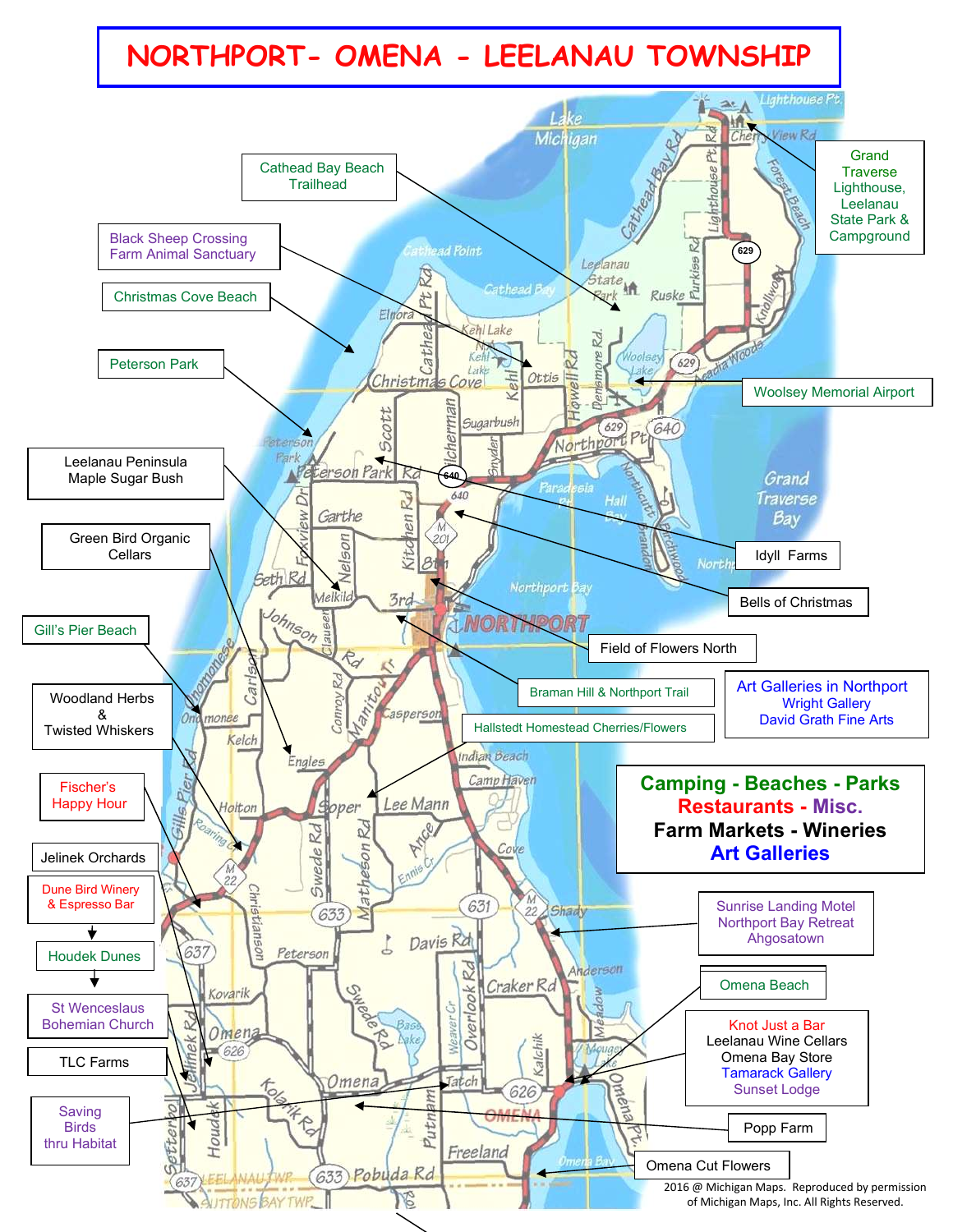# NORTHPORT- OMENA - LEELANAU TOWNSHIP

Cathead Bay Beach Trailhead

Black Sheep Crossing Farm Animal Sanctuary

Christmas Cove Beach

Peterson Park

Leelanau Peninsula Maple Sugar Bush

Green Bird Organic Cellars

Gill's Pier Beach

Woodland Herbs & Twisted Whiskers

Fischer's Happy Hour

Jelinek Orchards

Dune Bird Winery & Espresso Bar

Houdek Dunes

St Wenceslaus Bohemian Church

TLC Farms

Saving Birds thru Habitat

Grand Traverse Lighthouse, Leelanau State Park & Campground

Woolsey Memorial Airport

Idyll Farms

Bells of Christmas

Field of Flowers North

Braman Hill & Northport Trail

Art Galleries in Northport
Wright Gallery
David Grath Fine Arts

Hallstedt Homestead Cherries/Flowers

**Camping - Beaches - Parks**
**Restaurants - Misc.**
**Farm Markets - Wineries**
**Art Galleries**

Sunrise Landing Motel
Northport Bay Retreat
Ahgosatown

Omena Beach

Knot Just a Bar
Leelanau Wine Cellars
Omena Bay Store
Tamarack Gallery
Sunset Lodge

Popp Farm

Omena Cut Flowers

2016 @ Michigan Maps. Reproduced by permission of Michigan Maps, Inc. All Rights Reserved.